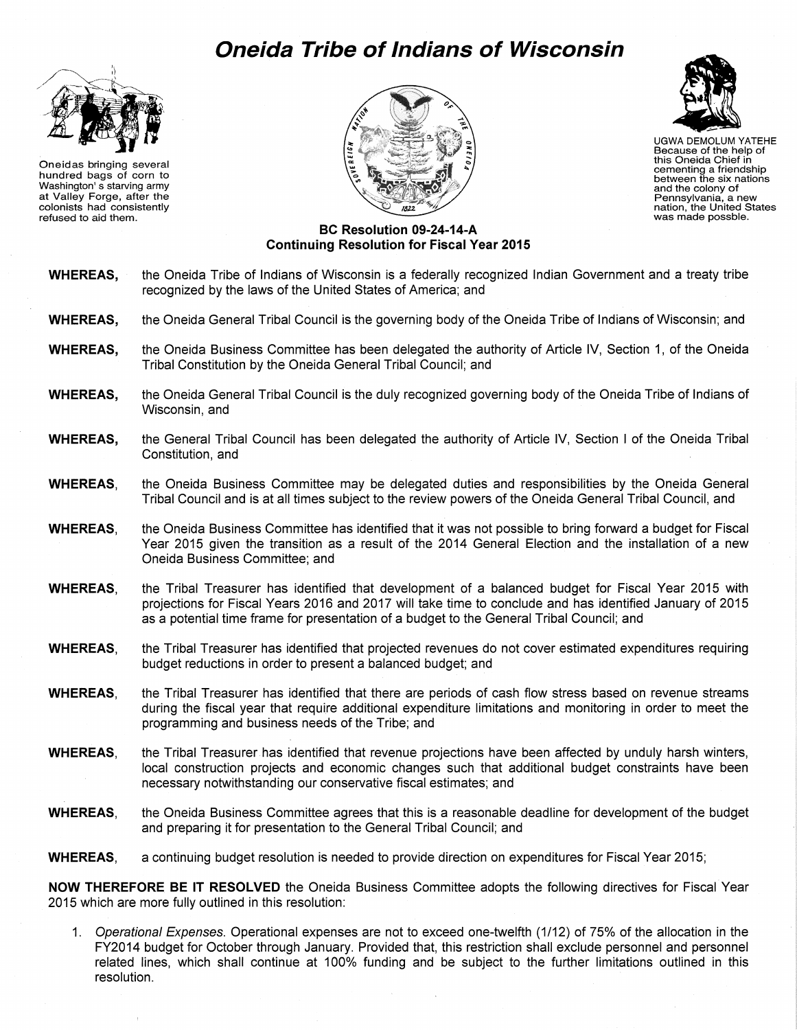# Oneida Tribe of Indians of Wisconsin

Oneidas bringing several hundred bags of corn to Washington' s starving army at Valley Forge, after the colonists had consistently refused to aid them.

UGWA DEMOLUM YATEHE Because of the help of this Oneida Chief in cementing a friendship between the six nations and the colony of Pennsylvania, a new nation, the United States was made possble.

**BC Resolution 09-24-14-A**
**Continuing Resolution for Fiscal Year 2015**

**WHEREAS,** the Oneida Tribe of Indians of Wisconsin is a federally recognized Indian Government and a treaty tribe recognized by the laws of the United States of America; and

**WHEREAS,** the Oneida General Tribal Council is the governing body of the Oneida Tribe of Indians of Wisconsin; and

**WHEREAS,** the Oneida Business Committee has been delegated the authority of Article IV, Section 1, of the Oneida Tribal Constitution by the Oneida General Tribal Council; and

**WHEREAS,** the Oneida General Tribal Council is the duly recognized governing body of the Oneida Tribe of Indians of Wisconsin, and

**WHEREAS,** the General Tribal Council has been delegated the authority of Article IV, Section I of the Oneida Tribal Constitution, and

**WHEREAS,** the Oneida Business Committee may be delegated duties and responsibilities by the Oneida General Tribal Council and is at all times subject to the review powers of the Oneida General Tribal Council, and

**WHEREAS,** the Oneida Business Committee has identified that it was not possible to bring forward a budget for Fiscal Year 2015 given the transition as a result of the 2014 General Election and the installation of a new Oneida Business Committee; and

**WHEREAS,** the Tribal Treasurer has identified that development of a balanced budget for Fiscal Year 2015 with projections for Fiscal Years 2016 and 2017 will take time to conclude and has identified January of 2015 as a potential time frame for presentation of a budget to the General Tribal Council; and

**WHEREAS,** the Tribal Treasurer has identified that projected revenues do not cover estimated expenditures requiring budget reductions in order to present a balanced budget; and

**WHEREAS,** the Tribal Treasurer has identified that there are periods of cash flow stress based on revenue streams during the fiscal year that require additional expenditure limitations and monitoring in order to meet the programming and business needs of the Tribe; and

**WHEREAS,** the Tribal Treasurer has identified that revenue projections have been affected by unduly harsh winters, local construction projects and economic changes such that additional budget constraints have been necessary notwithstanding our conservative fiscal estimates; and

**WHEREAS,** the Oneida Business Committee agrees that this is a reasonable deadline for development of the budget and preparing it for presentation to the General Tribal Council; and

**WHEREAS,** a continuing budget resolution is needed to provide direction on expenditures for Fiscal Year 2015;

**NOW THEREFORE BE IT RESOLVED** the Oneida Business Committee adopts the following directives for Fiscal Year 2015 which are more fully outlined in this resolution:

1. *Operational Expenses.* Operational expenses are not to exceed one-twelfth (1/12) of 75% of the allocation in the FY2014 budget for October through January. Provided that, this restriction shall exclude personnel and personnel related lines, which shall continue at 100% funding and be subject to the further limitations outlined in this resolution.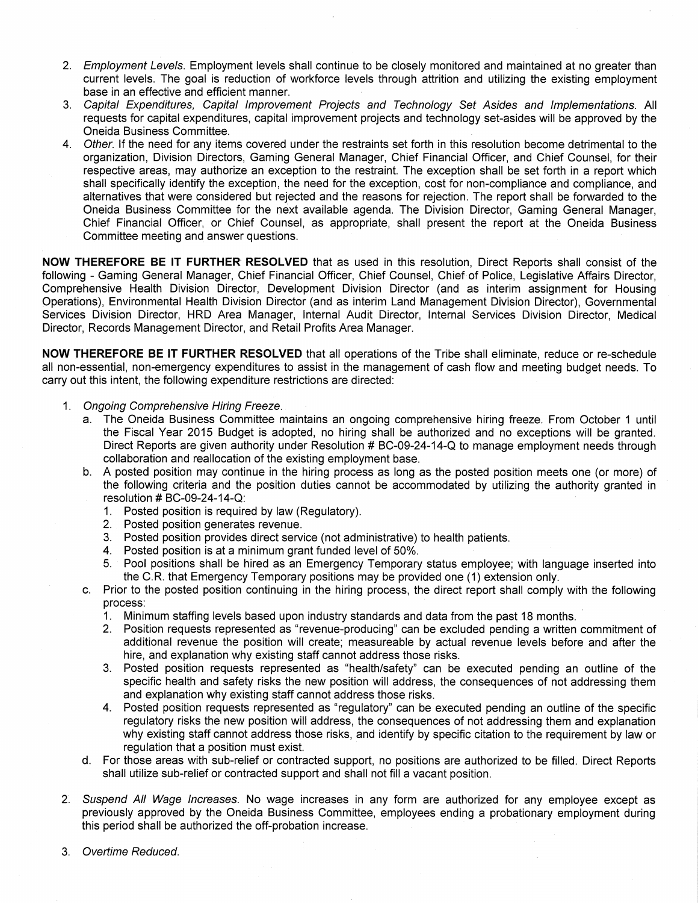2. *Employment Levels.* Employment levels shall continue to be closely monitored and maintained at no greater than current levels. The goal is reduction of workforce levels through attrition and utilizing the existing employment base in an effective and efficient manner.
3. *Capital Expenditures, Capital Improvement Projects and Technology Set Asides and Implementations.* All requests for capital expenditures, capital improvement projects and technology set-asides will be approved by the Oneida Business Committee.
4. *Other.* If the need for any items covered under the restraints set forth in this resolution become detrimental to the organization, Division Directors, Gaming General Manager, Chief Financial Officer, and Chief Counsel, for their respective areas, may authorize an exception to the restraint. The exception shall be set forth in a report which shall specifically identify the exception, the need for the exception, cost for non-compliance and compliance, and alternatives that were considered but rejected and the reasons for rejection. The report shall be forwarded to the Oneida Business Committee for the next available agenda. The Division Director, Gaming General Manager, Chief Financial Officer, or Chief Counsel, as appropriate, shall present the report at the Oneida Business Committee meeting and answer questions.

**NOW THEREFORE BE IT FURTHER RESOLVED** that as used in this resolution, Direct Reports shall consist of the following - Gaming General Manager, Chief Financial Officer, Chief Counsel, Chief of Police, Legislative Affairs Director, Comprehensive Health Division Director, Development Division Director (and as interim assignment for Housing Operations), Environmental Health Division Director (and as interim Land Management Division Director), Governmental Services Division Director, HRD Area Manager, Internal Audit Director, Internal Services Division Director, Medical Director, Records Management Director, and Retail Profits Area Manager.

**NOW THEREFORE BE IT FURTHER RESOLVED** that all operations of the Tribe shall eliminate, reduce or re-schedule all non-essential, non-emergency expenditures to assist in the management of cash flow and meeting budget needs. To carry out this intent, the following expenditure restrictions are directed:

1. *Ongoing Comprehensive Hiring Freeze.*
   a. The Oneida Business Committee maintains an ongoing comprehensive hiring freeze. From October 1 until the Fiscal Year 2015 Budget is adopted, no hiring shall be authorized and no exceptions will be granted. Direct Reports are given authority under Resolution # BC-09-24-14-Q to manage employment needs through collaboration and reallocation of the existing employment base.
   b. A posted position may continue in the hiring process as long as the posted position meets one (or more) of the following criteria and the position duties cannot be accommodated by utilizing the authority granted in resolution # BC-09-24-14-Q:
      1. Posted position is required by law (Regulatory).
      2. Posted position generates revenue.
      3. Posted position provides direct service (not administrative) to health patients.
      4. Posted position is at a minimum grant funded level of 50%.
      5. Pool positions shall be hired as an Emergency Temporary status employee; with language inserted into the C.R. that Emergency Temporary positions may be provided one (1) extension only.
   c. Prior to the posted position continuing in the hiring process, the direct report shall comply with the following process:
      1. Minimum staffing levels based upon industry standards and data from the past 18 months.
      2. Position requests represented as "revenue-producing" can be excluded pending a written commitment of additional revenue the position will create; measureable by actual revenue levels before and after the hire, and explanation why existing staff cannot address those risks.
      3. Posted position requests represented as "health/safety" can be executed pending an outline of the specific health and safety risks the new position will address, the consequences of not addressing them and explanation why existing staff cannot address those risks.
      4. Posted position requests represented as "regulatory" can be executed pending an outline of the specific regulatory risks the new position will address, the consequences of not addressing them and explanation why existing staff cannot address those risks, and identify by specific citation to the requirement by law or regulation that a position must exist.
   d. For those areas with sub-relief or contracted support, no positions are authorized to be filled. Direct Reports shall utilize sub-relief or contracted support and shall not fill a vacant position.

2. *Suspend All Wage Increases.* No wage increases in any form are authorized for any employee except as previously approved by the Oneida Business Committee, employees ending a probationary employment during this period shall be authorized the off-probation increase.

3. *Overtime Reduced.*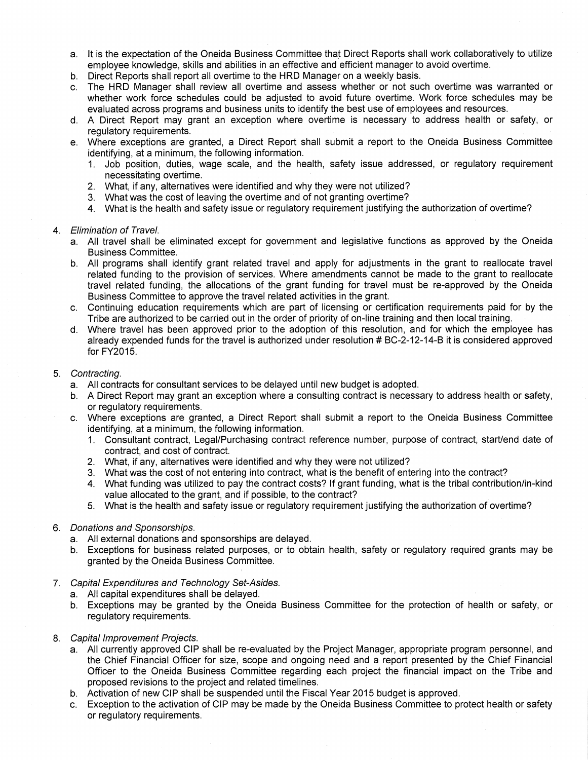a. It is the expectation of the Oneida Business Committee that Direct Reports shall work collaboratively to utilize employee knowledge, skills and abilities in an effective and efficient manager to avoid overtime.
b. Direct Reports shall report all overtime to the HRD Manager on a weekly basis.
c. The HRD Manager shall review all overtime and assess whether or not such overtime was warranted or whether work force schedules could be adjusted to avoid future overtime. Work force schedules may be evaluated across programs and business units to identify the best use of employees and resources.
d. A Direct Report may grant an exception where overtime is necessary to address health or safety, or regulatory requirements.
e. Where exceptions are granted, a Direct Report shall submit a report to the Oneida Business Committee identifying, at a minimum, the following information.
   1. Job position, duties, wage scale, and the health, safety issue addressed, or regulatory requirement necessitating overtime.
   2. What, if any, alternatives were identified and why they were not utilized?
   3. What was the cost of leaving the overtime and of not granting overtime?
   4. What is the health and safety issue or regulatory requirement justifying the authorization of overtime?

4. *Elimination of Travel.*
   a. All travel shall be eliminated except for government and legislative functions as approved by the Oneida Business Committee.
   b. All programs shall identify grant related travel and apply for adjustments in the grant to reallocate travel related funding to the provision of services. Where amendments cannot be made to the grant to reallocate travel related funding, the allocations of the grant funding for travel must be re-approved by the Oneida Business Committee to approve the travel related activities in the grant.
   c. Continuing education requirements which are part of licensing or certification requirements paid for by the Tribe are authorized to be carried out in the order of priority of on-line training and then local training.
   d. Where travel has been approved prior to the adoption of this resolution, and for which the employee has already expended funds for the travel is authorized under resolution # BC-2-12-14-B it is considered approved for FY2015.

5. *Contracting.*
   a. All contracts for consultant services to be delayed until new budget is adopted.
   b. A Direct Report may grant an exception where a consulting contract is necessary to address health or safety, or regulatory requirements.
   c. Where exceptions are granted, a Direct Report shall submit a report to the Oneida Business Committee identifying, at a minimum, the following information.
      1. Consultant contract, Legal/Purchasing contract reference number, purpose of contract, start/end date of contract, and cost of contract.
      2. What, if any, alternatives were identified and why they were not utilized?
      3. What was the cost of not entering into contract, what is the benefit of entering into the contract?
      4. What funding was utilized to pay the contract costs? If grant funding, what is the tribal contribution/in-kind value allocated to the grant, and if possible, to the contract?
      5. What is the health and safety issue or regulatory requirement justifying the authorization of overtime?

6. *Donations and Sponsorships.*
   a. All external donations and sponsorships are delayed.
   b. Exceptions for business related purposes, or to obtain health, safety or regulatory required grants may be granted by the Oneida Business Committee.

7. *Capital Expenditures and Technology Set-Asides.*
   a. All capital expenditures shall be delayed.
   b. Exceptions may be granted by the Oneida Business Committee for the protection of health or safety, or regulatory requirements.

8. *Capital Improvement Projects.*
   a. All currently approved CIP shall be re-evaluated by the Project Manager, appropriate program personnel, and the Chief Financial Officer for size, scope and ongoing need and a report presented by the Chief Financial Officer to the Oneida Business Committee regarding each project the financial impact on the Tribe and proposed revisions to the project and related timelines.
   b. Activation of new CIP shall be suspended until the Fiscal Year 2015 budget is approved.
   c. Exception to the activation of CIP may be made by the Oneida Business Committee to protect health or safety or regulatory requirements.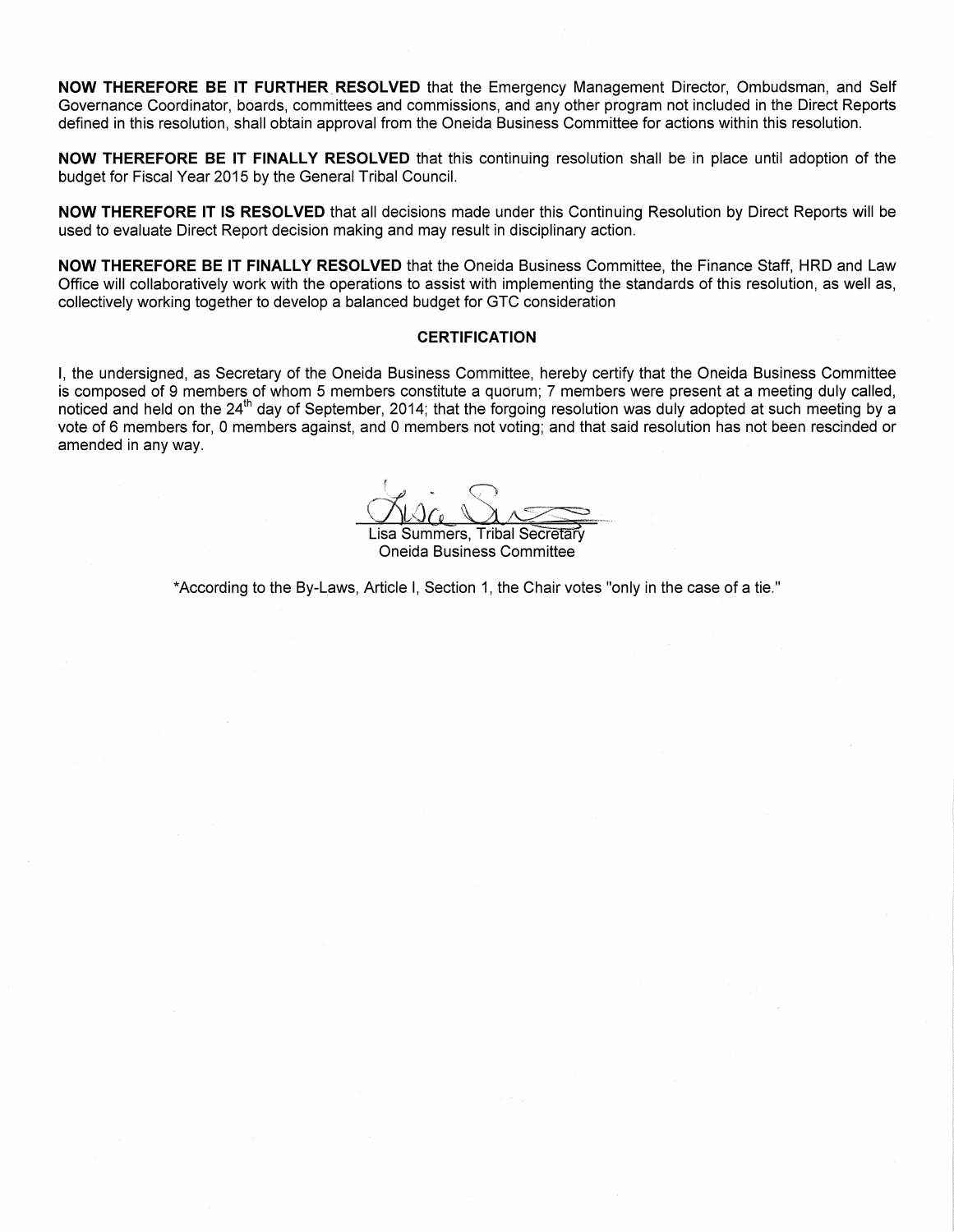**NOW THEREFORE BE IT FURTHER RESOLVED** that the Emergency Management Director, Ombudsman, and Self Governance Coordinator, boards, committees and commissions, and any other program not included in the Direct Reports defined in this resolution, shall obtain approval from the Oneida Business Committee for actions within this resolution.

**NOW THEREFORE BE IT FINALLY RESOLVED** that this continuing resolution shall be in place until adoption of the budget for Fiscal Year 2015 by the General Tribal Council.

**NOW THEREFORE IT IS RESOLVED** that all decisions made under this Continuing Resolution by Direct Reports will be used to evaluate Direct Report decision making and may result in disciplinary action.

**NOW THEREFORE BE IT FINALLY RESOLVED** that the Oneida Business Committee, the Finance Staff, HRD and Law Office will collaboratively work with the operations to assist with implementing the standards of this resolution, as well as, collectively working together to develop a balanced budget for GTC consideration

**CERTIFICATION**

I, the undersigned, as Secretary of the Oneida Business Committee, hereby certify that the Oneida Business Committee is composed of 9 members of whom 5 members constitute a quorum; 7 members were present at a meeting duly called, noticed and held on the 24th day of September, 2014; that the forgoing resolution was duly adopted at such meeting by a vote of 6 members for, 0 members against, and 0 members not voting; and that said resolution has not been rescinded or amended in any way.

Lisa Summers, Tribal Secretary
Oneida Business Committee

*According to the By-Laws, Article I, Section 1, the Chair votes "only in the case of a tie."